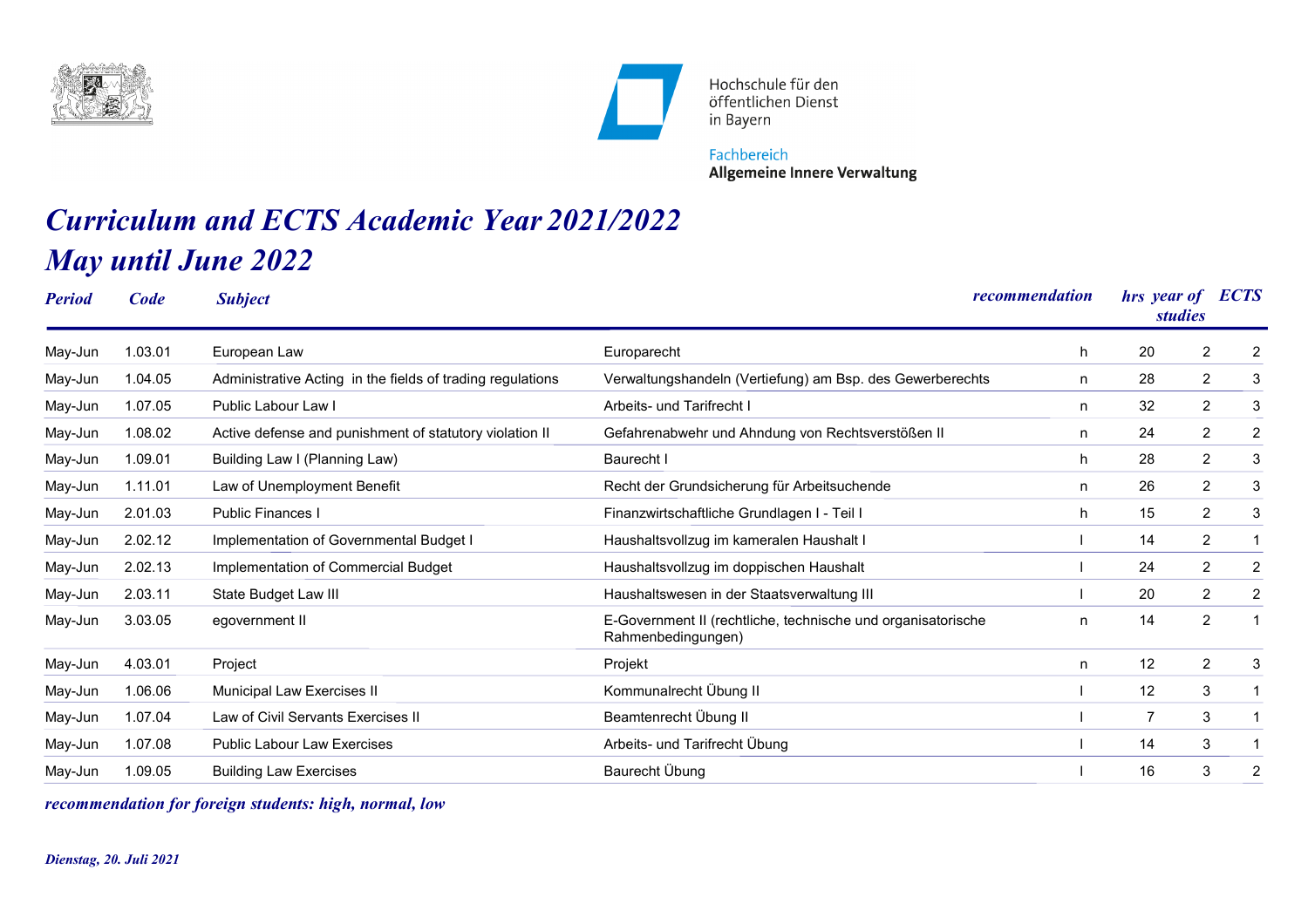Hochschule für den öffentlichen Dienst in Bayern

Fachbereich **Allgemeine Innere Verwaltung**

# *Curriculum and ECTS Academic Year 2021/2022*
# *May until June 2022*

| Period | Code | Subject | | recommendation | hrs | year of studies | ECTS |
|---|---|---|---|---|---|---|---|
| May-Jun | 1.03.01 | European Law | Europarecht | h | 20 | 2 | 2 |
| May-Jun | 1.04.05 | Administrative Acting in the fields of trading regulations | Verwaltungshandeln (Vertiefung) am Bsp. des Gewerberechts | n | 28 | 2 | 3 |
| May-Jun | 1.07.05 | Public Labour Law I | Arbeits- und Tarifrecht I | n | 32 | 2 | 3 |
| May-Jun | 1.08.02 | Active defense and punishment of statutory violation II | Gefahrenabwehr und Ahndung von Rechtsverstößen II | n | 24 | 2 | 2 |
| May-Jun | 1.09.01 | Building Law I (Planning Law) | Baurecht I | h | 28 | 2 | 3 |
| May-Jun | 1.11.01 | Law of Unemployment Benefit | Recht der Grundsicherung für Arbeitsuchende | n | 26 | 2 | 3 |
| May-Jun | 2.01.03 | Public Finances I | Finanzwirtschaftliche Grundlagen I - Teil I | h | 15 | 2 | 3 |
| May-Jun | 2.02.12 | Implementation of Governmental Budget I | Haushaltsvollzug im kameralen Haushalt I | l | 14 | 2 | 1 |
| May-Jun | 2.02.13 | Implementation of Commercial Budget | Haushaltsvollzug im doppischen Haushalt | l | 24 | 2 | 2 |
| May-Jun | 2.03.11 | State Budget Law III | Haushaltswesen in der Staatsverwaltung III | l | 20 | 2 | 2 |
| May-Jun | 3.03.05 | egovernment II | E-Government II (rechtliche, technische und organisatorische Rahmenbedingungen) | n | 14 | 2 | 1 |
| May-Jun | 4.03.01 | Project | Projekt | n | 12 | 2 | 3 |
| May-Jun | 1.06.06 | Municipal Law Exercises II | Kommunalrecht Übung II | l | 12 | 3 | 1 |
| May-Jun | 1.07.04 | Law of Civil Servants Exercises II | Beamtenrecht Übung II | l | 7 | 3 | 1 |
| May-Jun | 1.07.08 | Public Labour Law Exercises | Arbeits- und Tarifrecht Übung | l | 14 | 3 | 1 |
| May-Jun | 1.09.05 | Building Law Exercises | Baurecht Übung | l | 16 | 3 | 2 |

*recommendation for foreign students: high, normal, low*

*Dienstag, 20. Juli 2021*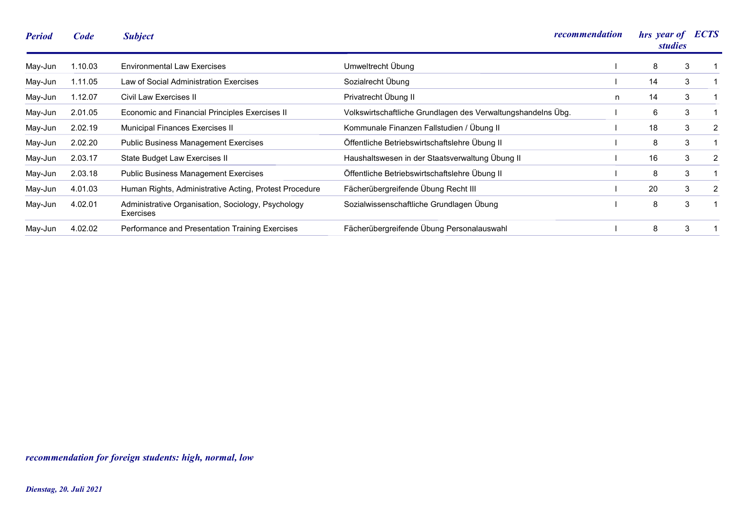| *Period* | *Code* | *Subject* | | *recommendation* | *hrs* | *year of studies* | *ECTS* |
|---|---|---|---|---|---|---|---|
| May-Jun | 1.10.03 | Environmental Law Exercises | Umweltrecht Übung | l | 8 | 3 | 1 |
| May-Jun | 1.11.05 | Law of Social Administration Exercises | Sozialrecht Übung | l | 14 | 3 | 1 |
| May-Jun | 1.12.07 | Civil Law Exercises II | Privatrecht Übung II | n | 14 | 3 | 1 |
| May-Jun | 2.01.05 | Economic and Financial Principles Exercises II | Volkswirtschaftliche Grundlagen des Verwaltungshandelns Übg. | l | 6 | 3 | 1 |
| May-Jun | 2.02.19 | Municipal Finances Exercises II | Kommunale Finanzen Fallstudien / Übung II | l | 18 | 3 | 2 |
| May-Jun | 2.02.20 | Public Business Management Exercises | Öffentliche Betriebswirtschaftslehre Übung II | l | 8 | 3 | 1 |
| May-Jun | 2.03.17 | State Budget Law Exercises II | Haushaltswesen in der Staatsverwaltung Übung II | l | 16 | 3 | 2 |
| May-Jun | 2.03.18 | Public Business Management Exercises | Öffentliche Betriebswirtschaftslehre Übung II | l | 8 | 3 | 1 |
| May-Jun | 4.01.03 | Human Rights, Administrative Acting, Protest Procedure | Fächerübergreifende Übung Recht III | l | 20 | 3 | 2 |
| May-Jun | 4.02.01 | Administrative Organisation, Sociology, Psychology Exercises | Sozialwissenschaftliche Grundlagen Übung | l | 8 | 3 | 1 |
| May-Jun | 4.02.02 | Performance and Presentation Training Exercises | Fächerübergreifende Übung Personalauswahl | l | 8 | 3 | 1 |

***recommendation for foreign students: high, normal, low***

***Dienstag, 20. Juli 2021***